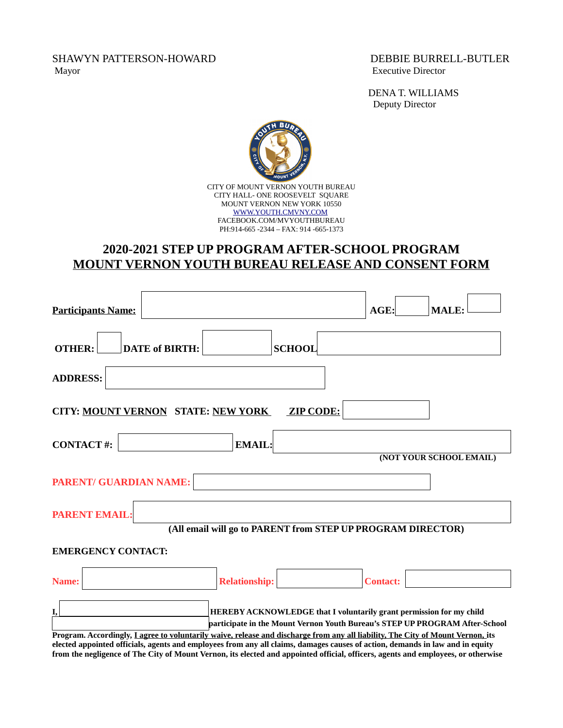SHAWYN PATTERSON-HOWARD
Mayor

DEBBIE BURRELL-BUTLER
Executive Director

DENA T. WILLIAMS
Deputy Director

CITY OF MOUNT VERNON YOUTH BUREAU
CITY HALL- ONE ROOSEVELT SQUARE
MOUNT VERNON NEW YORK 10550
WWW.YOUTH.CMVNY.COM
FACEBOOK.COM/MVYOUTHBUREAU
PH:914-665 -2344 – FAX: 914 -665-1373

# 2020-2021 STEP UP PROGRAM AFTER-SCHOOL PROGRAM

## MOUNT VERNON YOUTH BUREAU RELEASE AND CONSENT FORM

**Participants Name:** ______________________ **AGE:** ______ **MALE:** ______

**OTHER:** ______ **DATE of BIRTH:** ______________ **SCHOOL** ______________________

**ADDRESS:** ______________________

**CITY: MOUNT VERNON** **STATE: NEW YORK** **ZIP CODE:** ______________

**CONTACT #:** ______________ **EMAIL:** ______________________
**(NOT YOUR SCHOOL EMAIL)**

**PARENT/ GUARDIAN NAME:** ______________________

**PARENT EMAIL:** ______________________
**(All email will go to PARENT from STEP UP PROGRAM DIRECTOR)**

**EMERGENCY CONTACT:**

**Name:** ______________ **Relationship:** ______________ **Contact:** ______________

**I,** ______________________ **HEREBY ACKNOWLEDGE that I voluntarily grant permission for my child** ______________________ **participate in the Mount Vernon Youth Bureau's STEP UP PROGRAM After-School Program. Accordingly, I agree to voluntarily waive, release and discharge from any all liability, The City of Mount Vernon, its elected appointed officials, agents and employees from any all claims, damages causes of action, demands in law and in equity from the negligence of The City of Mount Vernon, its elected and appointed official, officers, agents and employees, or otherwise**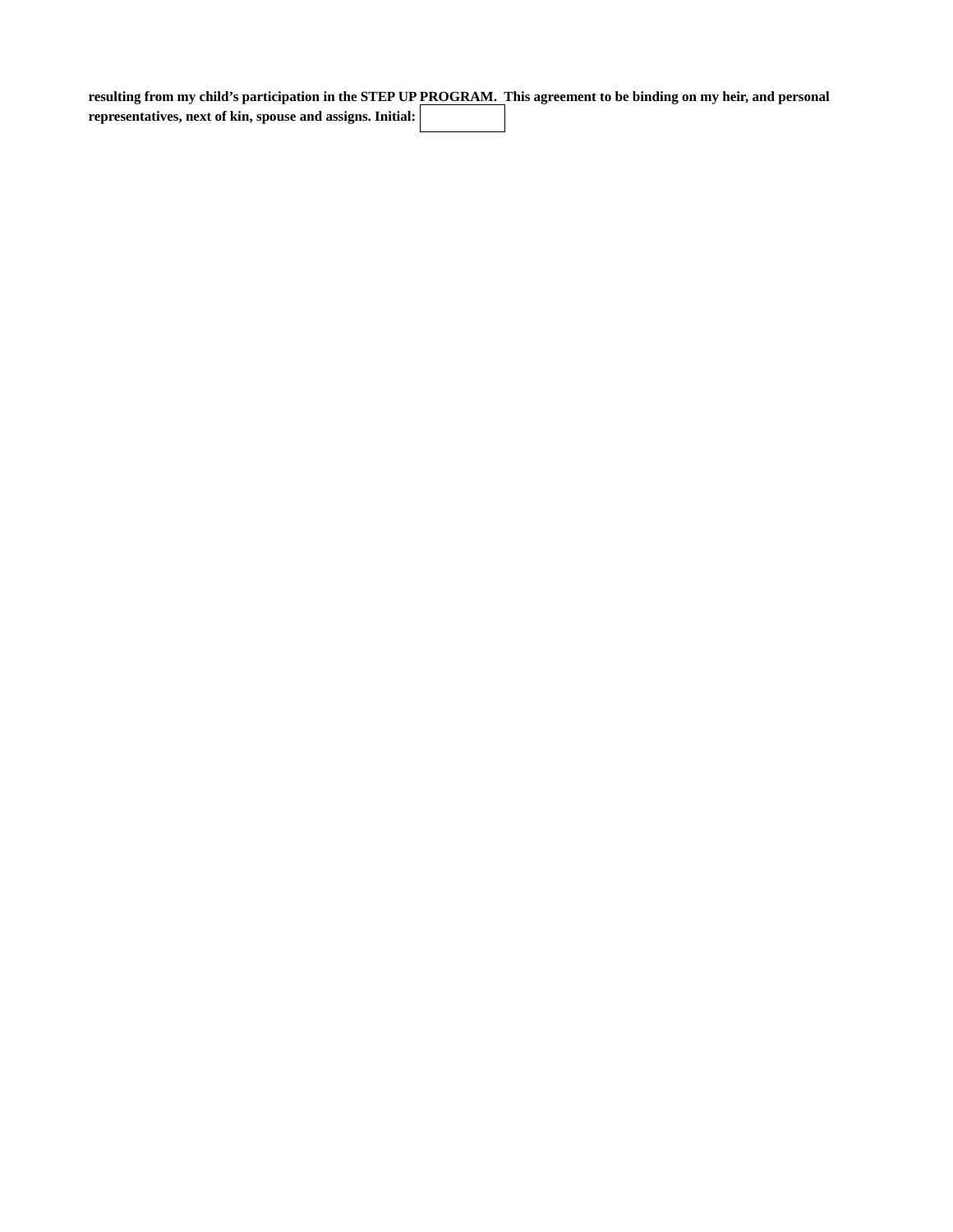**resulting from my child's participation in the STEP UP PROGRAM. This agreement to be binding on my heir, and personal representatives, next of kin, spouse and assigns. Initial:**